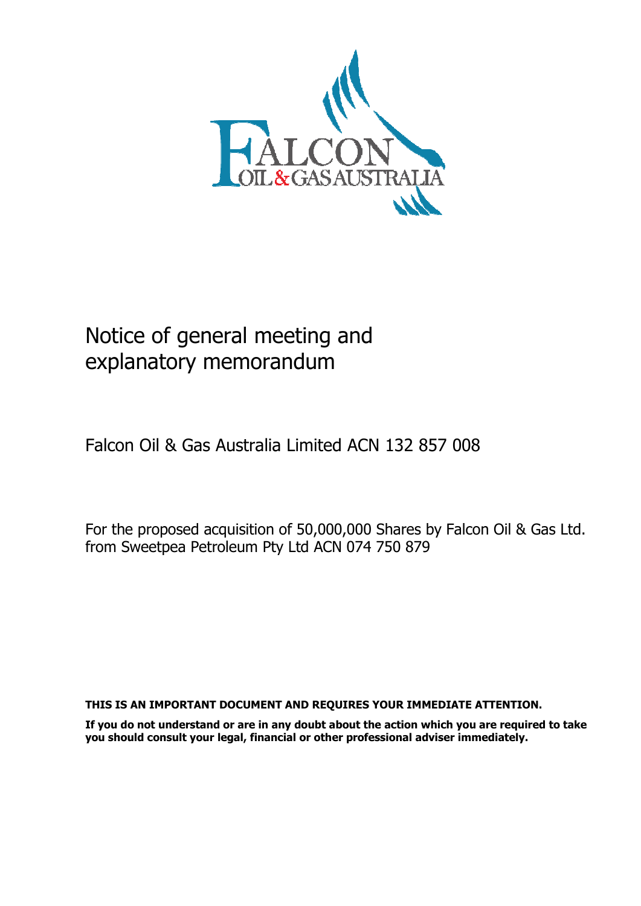# Notice of general meeting and explanatory memorandum

Falcon Oil & Gas Australia Limited ACN 132 857 008

For the proposed acquisition of 50,000,000 Shares by Falcon Oil & Gas Ltd. from Sweetpea Petroleum Pty Ltd ACN 074 750 879

**THIS IS AN IMPORTANT DOCUMENT AND REQUIRES YOUR IMMEDIATE ATTENTION.**

**If you do not understand or are in any doubt about the action which you are required to take you should consult your legal, financial or other professional adviser immediately.**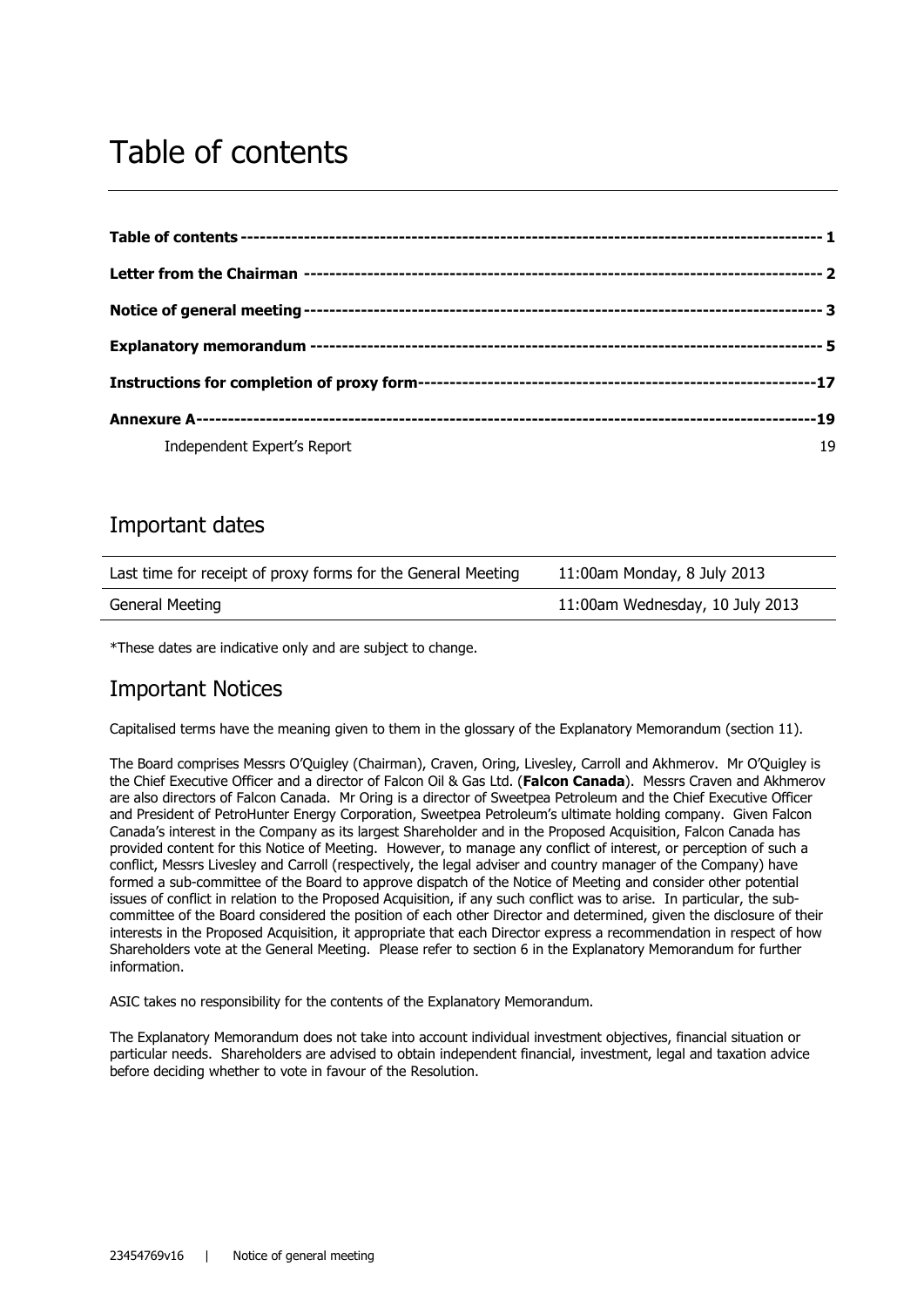# Table of contents

| | |
|---|---|
| **Table of contents** | **1** |
| **Letter from the Chairman** | **2** |
| **Notice of general meeting** | **3** |
| **Explanatory memorandum** | **5** |
| **Instructions for completion of proxy form** | **17** |
| **Annexure A** | **19** |
| Independent Expert's Report | 19 |

## Important dates

| | |
|---|---|
| Last time for receipt of proxy forms for the General Meeting | 11:00am Monday, 8 July 2013 |
| General Meeting | 11:00am Wednesday, 10 July 2013 |

*These dates are indicative only and are subject to change.

## Important Notices

Capitalised terms have the meaning given to them in the glossary of the Explanatory Memorandum (section 11).

The Board comprises Messrs O'Quigley (Chairman), Craven, Oring, Livesley, Carroll and Akhmerov. Mr O'Quigley is the Chief Executive Officer and a director of Falcon Oil & Gas Ltd. (**Falcon Canada**). Messrs Craven and Akhmerov are also directors of Falcon Canada. Mr Oring is a director of Sweetpea Petroleum and the Chief Executive Officer and President of PetroHunter Energy Corporation, Sweetpea Petroleum's ultimate holding company. Given Falcon Canada's interest in the Company as its largest Shareholder and in the Proposed Acquisition, Falcon Canada has provided content for this Notice of Meeting. However, to manage any conflict of interest, or perception of such a conflict, Messrs Livesley and Carroll (respectively, the legal adviser and country manager of the Company) have formed a sub-committee of the Board to approve dispatch of the Notice of Meeting and consider other potential issues of conflict in relation to the Proposed Acquisition, if any such conflict was to arise. In particular, the sub-committee of the Board considered the position of each other Director and determined, given the disclosure of their interests in the Proposed Acquisition, it appropriate that each Director express a recommendation in respect of how Shareholders vote at the General Meeting. Please refer to section 6 in the Explanatory Memorandum for further information.

ASIC takes no responsibility for the contents of the Explanatory Memorandum.

The Explanatory Memorandum does not take into account individual investment objectives, financial situation or particular needs. Shareholders are advised to obtain independent financial, investment, legal and taxation advice before deciding whether to vote in favour of the Resolution.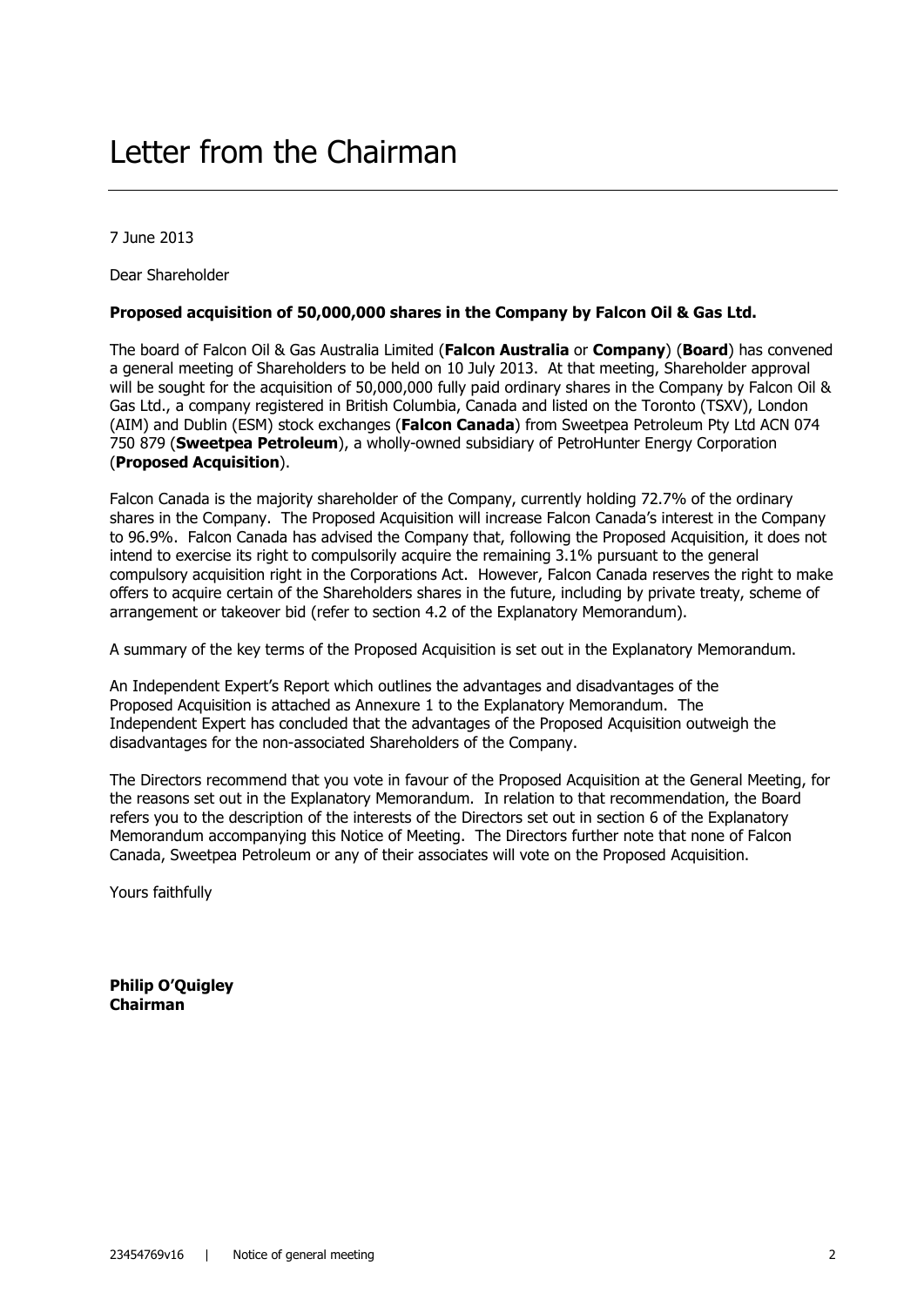# Letter from the Chairman

7 June 2013

Dear Shareholder

**Proposed acquisition of 50,000,000 shares in the Company by Falcon Oil & Gas Ltd.**

The board of Falcon Oil & Gas Australia Limited (**Falcon Australia** or **Company**) (**Board**) has convened a general meeting of Shareholders to be held on 10 July 2013. At that meeting, Shareholder approval will be sought for the acquisition of 50,000,000 fully paid ordinary shares in the Company by Falcon Oil & Gas Ltd., a company registered in British Columbia, Canada and listed on the Toronto (TSXV), London (AIM) and Dublin (ESM) stock exchanges (**Falcon Canada**) from Sweetpea Petroleum Pty Ltd ACN 074 750 879 (**Sweetpea Petroleum**), a wholly-owned subsidiary of PetroHunter Energy Corporation (**Proposed Acquisition**).

Falcon Canada is the majority shareholder of the Company, currently holding 72.7% of the ordinary shares in the Company. The Proposed Acquisition will increase Falcon Canada's interest in the Company to 96.9%. Falcon Canada has advised the Company that, following the Proposed Acquisition, it does not intend to exercise its right to compulsorily acquire the remaining 3.1% pursuant to the general compulsory acquisition right in the Corporations Act. However, Falcon Canada reserves the right to make offers to acquire certain of the Shareholders shares in the future, including by private treaty, scheme of arrangement or takeover bid (refer to section 4.2 of the Explanatory Memorandum).

A summary of the key terms of the Proposed Acquisition is set out in the Explanatory Memorandum.

An Independent Expert's Report which outlines the advantages and disadvantages of the Proposed Acquisition is attached as Annexure 1 to the Explanatory Memorandum. The Independent Expert has concluded that the advantages of the Proposed Acquisition outweigh the disadvantages for the non-associated Shareholders of the Company.

The Directors recommend that you vote in favour of the Proposed Acquisition at the General Meeting, for the reasons set out in the Explanatory Memorandum. In relation to that recommendation, the Board refers you to the description of the interests of the Directors set out in section 6 of the Explanatory Memorandum accompanying this Notice of Meeting. The Directors further note that none of Falcon Canada, Sweetpea Petroleum or any of their associates will vote on the Proposed Acquisition.

Yours faithfully

**Philip O'Quigley**
**Chairman**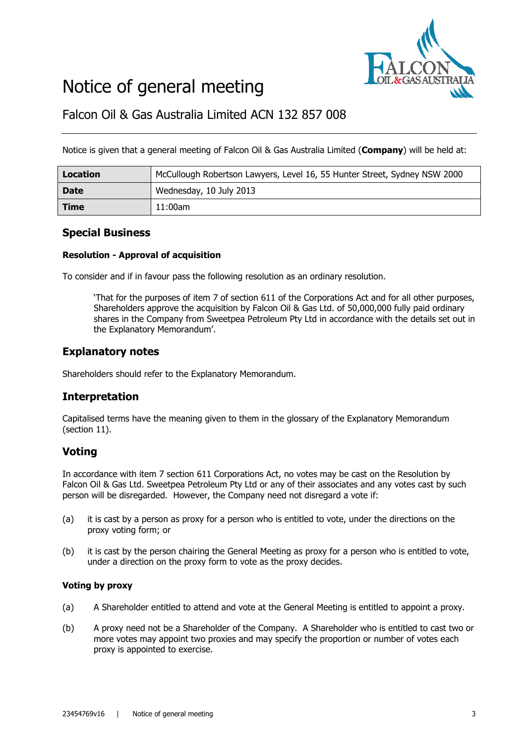# Notice of general meeting

## Falcon Oil & Gas Australia Limited ACN 132 857 008

Notice is given that a general meeting of Falcon Oil & Gas Australia Limited (**Company**) will be held at:

| **Location** | McCullough Robertson Lawyers, Level 16, 55 Hunter Street, Sydney NSW 2000 |
|---|---|
| **Date** | Wednesday, 10 July 2013 |
| **Time** | 11:00am |

## Special Business

#### Resolution - Approval of acquisition

To consider and if in favour pass the following resolution as an ordinary resolution.

> 'That for the purposes of item 7 of section 611 of the Corporations Act and for all other purposes, Shareholders approve the acquisition by Falcon Oil & Gas Ltd. of 50,000,000 fully paid ordinary shares in the Company from Sweetpea Petroleum Pty Ltd in accordance with the details set out in the Explanatory Memorandum'.

## Explanatory notes

Shareholders should refer to the Explanatory Memorandum.

## Interpretation

Capitalised terms have the meaning given to them in the glossary of the Explanatory Memorandum (section 11).

## Voting

In accordance with item 7 section 611 Corporations Act, no votes may be cast on the Resolution by Falcon Oil & Gas Ltd. Sweetpea Petroleum Pty Ltd or any of their associates and any votes cast by such person will be disregarded. However, the Company need not disregard a vote if:

(a) it is cast by a person as proxy for a person who is entitled to vote, under the directions on the proxy voting form; or

(b) it is cast by the person chairing the General Meeting as proxy for a person who is entitled to vote, under a direction on the proxy form to vote as the proxy decides.

#### Voting by proxy

(a) A Shareholder entitled to attend and vote at the General Meeting is entitled to appoint a proxy.

(b) A proxy need not be a Shareholder of the Company. A Shareholder who is entitled to cast two or more votes may appoint two proxies and may specify the proportion or number of votes each proxy is appointed to exercise.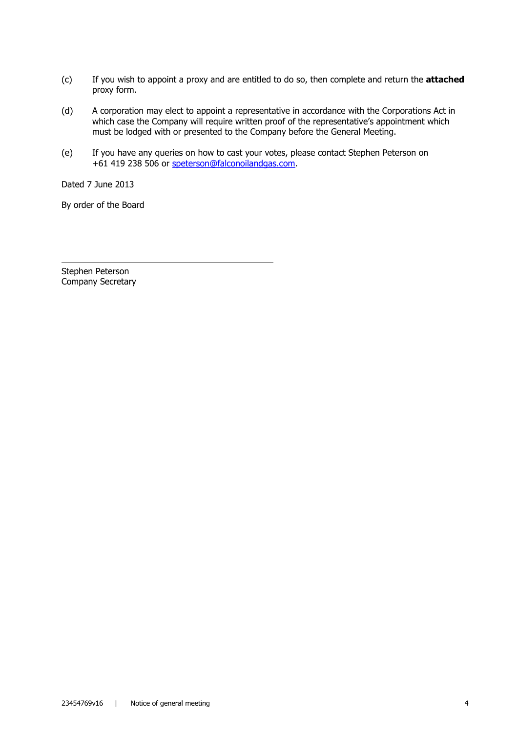(c) If you wish to appoint a proxy and are entitled to do so, then complete and return the **attached** proxy form.

(d) A corporation may elect to appoint a representative in accordance with the Corporations Act in which case the Company will require written proof of the representative's appointment which must be lodged with or presented to the Company before the General Meeting.

(e) If you have any queries on how to cast your votes, please contact Stephen Peterson on +61 419 238 506 or speterson@falconoilandgas.com.

Dated 7 June 2013

By order of the Board

Stephen Peterson
Company Secretary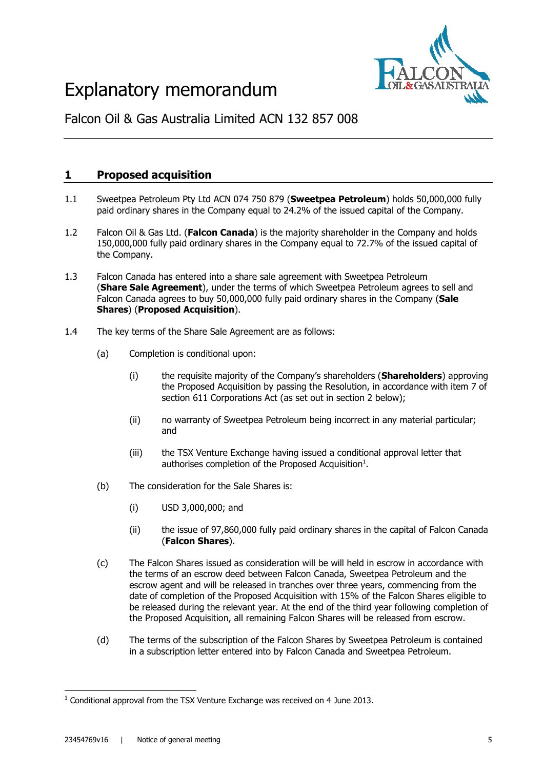# Explanatory memorandum

Falcon Oil & Gas Australia Limited ACN 132 857 008

## 1 Proposed acquisition

1.1 Sweetpea Petroleum Pty Ltd ACN 074 750 879 (**Sweetpea Petroleum**) holds 50,000,000 fully paid ordinary shares in the Company equal to 24.2% of the issued capital of the Company.

1.2 Falcon Oil & Gas Ltd. (**Falcon Canada**) is the majority shareholder in the Company and holds 150,000,000 fully paid ordinary shares in the Company equal to 72.7% of the issued capital of the Company.

1.3 Falcon Canada has entered into a share sale agreement with Sweetpea Petroleum (**Share Sale Agreement**), under the terms of which Sweetpea Petroleum agrees to sell and Falcon Canada agrees to buy 50,000,000 fully paid ordinary shares in the Company (**Sale Shares**) (**Proposed Acquisition**).

1.4 The key terms of the Share Sale Agreement are as follows:

(a) Completion is conditional upon:

(i) the requisite majority of the Company's shareholders (**Shareholders**) approving the Proposed Acquisition by passing the Resolution, in accordance with item 7 of section 611 Corporations Act (as set out in section 2 below);

(ii) no warranty of Sweetpea Petroleum being incorrect in any material particular; and

(iii) the TSX Venture Exchange having issued a conditional approval letter that authorises completion of the Proposed Acquisition[1].

(b) The consideration for the Sale Shares is:

(i) USD 3,000,000; and

(ii) the issue of 97,860,000 fully paid ordinary shares in the capital of Falcon Canada (**Falcon Shares**).

(c) The Falcon Shares issued as consideration will be will held in escrow in accordance with the terms of an escrow deed between Falcon Canada, Sweetpea Petroleum and the escrow agent and will be released in tranches over three years, commencing from the date of completion of the Proposed Acquisition with 15% of the Falcon Shares eligible to be released during the relevant year. At the end of the third year following completion of the Proposed Acquisition, all remaining Falcon Shares will be released from escrow.

(d) The terms of the subscription of the Falcon Shares by Sweetpea Petroleum is contained in a subscription letter entered into by Falcon Canada and Sweetpea Petroleum.

---

[1] Conditional approval from the TSX Venture Exchange was received on 4 June 2013.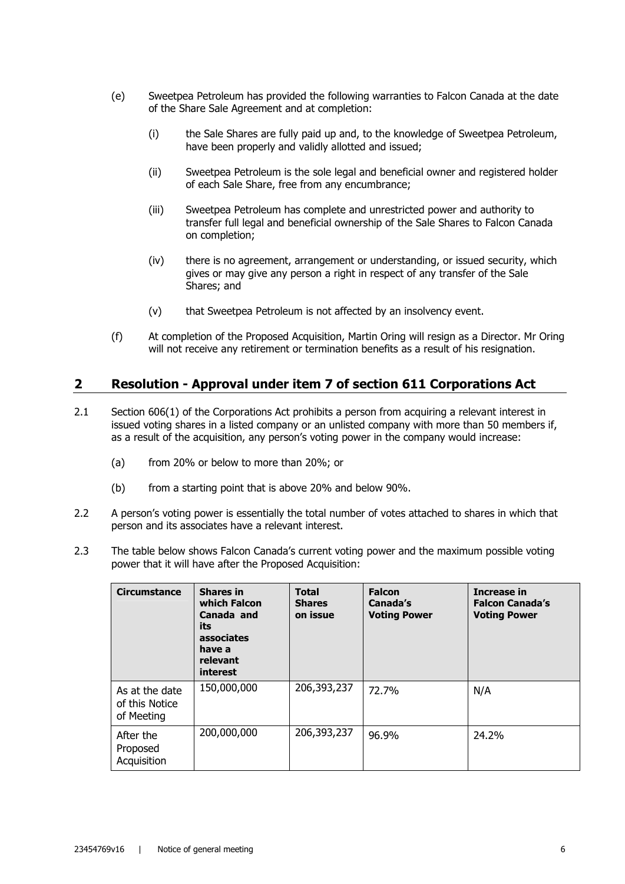(e) Sweetpea Petroleum has provided the following warranties to Falcon Canada at the date of the Share Sale Agreement and at completion:

   (i) the Sale Shares are fully paid up and, to the knowledge of Sweetpea Petroleum, have been properly and validly allotted and issued;

   (ii) Sweetpea Petroleum is the sole legal and beneficial owner and registered holder of each Sale Share, free from any encumbrance;

   (iii) Sweetpea Petroleum has complete and unrestricted power and authority to transfer full legal and beneficial ownership of the Sale Shares to Falcon Canada on completion;

   (iv) there is no agreement, arrangement or understanding, or issued security, which gives or may give any person a right in respect of any transfer of the Sale Shares; and

   (v) that Sweetpea Petroleum is not affected by an insolvency event.

(f) At completion of the Proposed Acquisition, Martin Oring will resign as a Director. Mr Oring will not receive any retirement or termination benefits as a result of his resignation.

## 2 Resolution - Approval under item 7 of section 611 Corporations Act

2.1 Section 606(1) of the Corporations Act prohibits a person from acquiring a relevant interest in issued voting shares in a listed company or an unlisted company with more than 50 members if, as a result of the acquisition, any person's voting power in the company would increase:

   (a) from 20% or below to more than 20%; or

   (b) from a starting point that is above 20% and below 90%.

2.2 A person's voting power is essentially the total number of votes attached to shares in which that person and its associates have a relevant interest.

2.3 The table below shows Falcon Canada's current voting power and the maximum possible voting power that it will have after the Proposed Acquisition:

| Circumstance | Shares in which Falcon Canada and its associates have a relevant interest | Total Shares on issue | Falcon Canada's Voting Power | Increase in Falcon Canada's Voting Power |
|---|---|---|---|---|
| As at the date of this Notice of Meeting | 150,000,000 | 206,393,237 | 72.7% | N/A |
| After the Proposed Acquisition | 200,000,000 | 206,393,237 | 96.9% | 24.2% |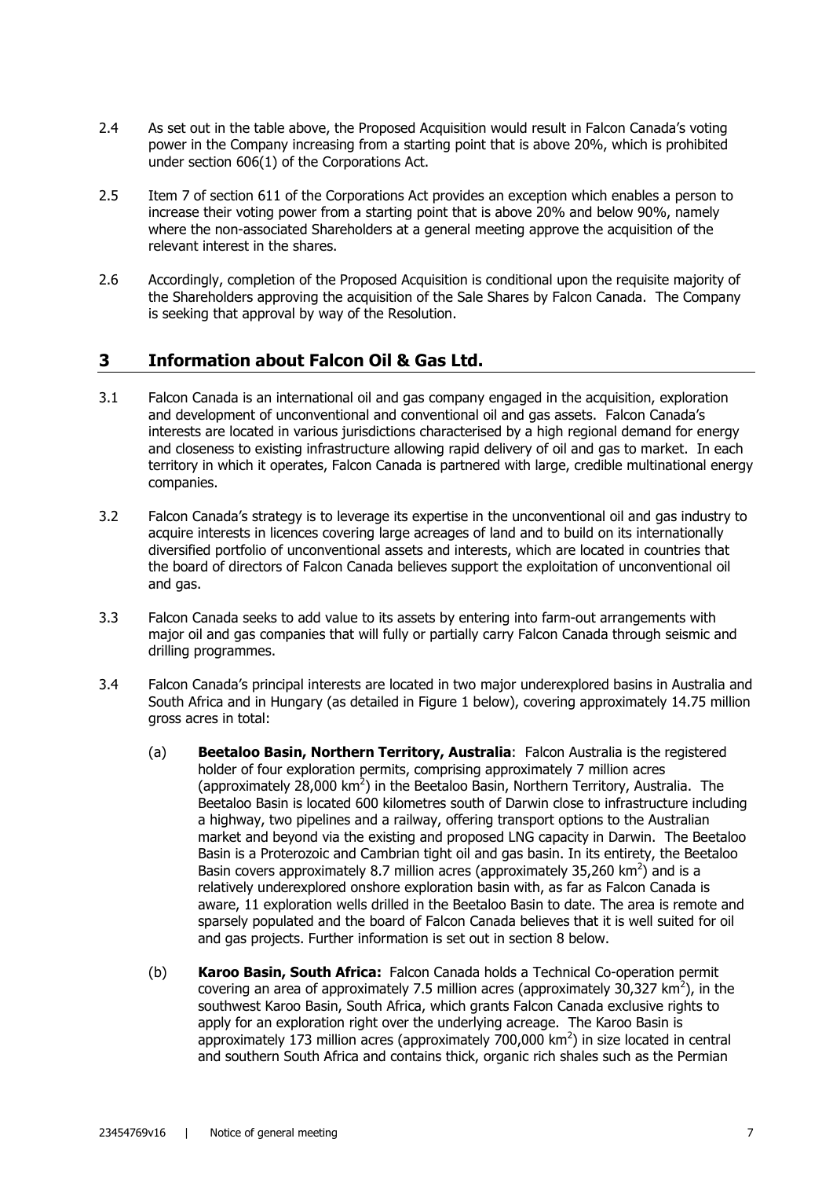2.4 As set out in the table above, the Proposed Acquisition would result in Falcon Canada's voting power in the Company increasing from a starting point that is above 20%, which is prohibited under section 606(1) of the Corporations Act.

2.5 Item 7 of section 611 of the Corporations Act provides an exception which enables a person to increase their voting power from a starting point that is above 20% and below 90%, namely where the non-associated Shareholders at a general meeting approve the acquisition of the relevant interest in the shares.

2.6 Accordingly, completion of the Proposed Acquisition is conditional upon the requisite majority of the Shareholders approving the acquisition of the Sale Shares by Falcon Canada. The Company is seeking that approval by way of the Resolution.

## 3 Information about Falcon Oil & Gas Ltd.

3.1 Falcon Canada is an international oil and gas company engaged in the acquisition, exploration and development of unconventional and conventional oil and gas assets. Falcon Canada's interests are located in various jurisdictions characterised by a high regional demand for energy and closeness to existing infrastructure allowing rapid delivery of oil and gas to market. In each territory in which it operates, Falcon Canada is partnered with large, credible multinational energy companies.

3.2 Falcon Canada's strategy is to leverage its expertise in the unconventional oil and gas industry to acquire interests in licences covering large acreages of land and to build on its internationally diversified portfolio of unconventional assets and interests, which are located in countries that the board of directors of Falcon Canada believes support the exploitation of unconventional oil and gas.

3.3 Falcon Canada seeks to add value to its assets by entering into farm-out arrangements with major oil and gas companies that will fully or partially carry Falcon Canada through seismic and drilling programmes.

3.4 Falcon Canada's principal interests are located in two major underexplored basins in Australia and South Africa and in Hungary (as detailed in Figure 1 below), covering approximately 14.75 million gross acres in total:

(a) **Beetaloo Basin, Northern Territory, Australia**: Falcon Australia is the registered holder of four exploration permits, comprising approximately 7 million acres (approximately 28,000 km$^2$) in the Beetaloo Basin, Northern Territory, Australia. The Beetaloo Basin is located 600 kilometres south of Darwin close to infrastructure including a highway, two pipelines and a railway, offering transport options to the Australian market and beyond via the existing and proposed LNG capacity in Darwin. The Beetaloo Basin is a Proterozoic and Cambrian tight oil and gas basin. In its entirety, the Beetaloo Basin covers approximately 8.7 million acres (approximately 35,260 km$^2$) and is a relatively underexplored onshore exploration basin with, as far as Falcon Canada is aware, 11 exploration wells drilled in the Beetaloo Basin to date. The area is remote and sparsely populated and the board of Falcon Canada believes that it is well suited for oil and gas projects. Further information is set out in section 8 below.

(b) **Karoo Basin, South Africa:** Falcon Canada holds a Technical Co-operation permit covering an area of approximately 7.5 million acres (approximately 30,327 km$^2$), in the southwest Karoo Basin, South Africa, which grants Falcon Canada exclusive rights to apply for an exploration right over the underlying acreage. The Karoo Basin is approximately 173 million acres (approximately 700,000 km$^2$) in size located in central and southern South Africa and contains thick, organic rich shales such as the Permian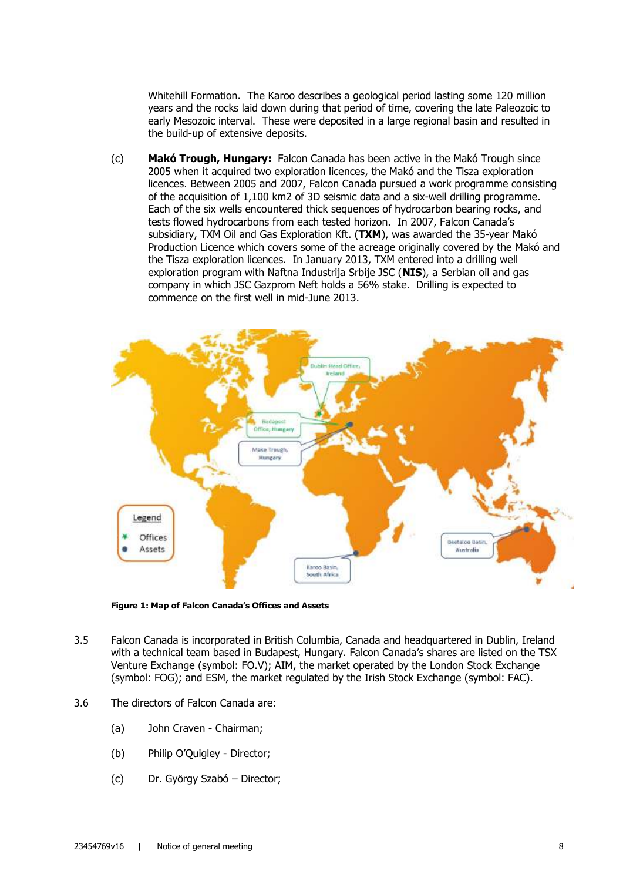Whitehill Formation. The Karoo describes a geological period lasting some 120 million years and the rocks laid down during that period of time, covering the late Paleozoic to early Mesozoic interval. These were deposited in a large regional basin and resulted in the build-up of extensive deposits.

(c) **Makó Trough, Hungary:** Falcon Canada has been active in the Makó Trough since 2005 when it acquired two exploration licences, the Makó and the Tisza exploration licences. Between 2005 and 2007, Falcon Canada pursued a work programme consisting of the acquisition of 1,100 km2 of 3D seismic data and a six-well drilling programme. Each of the six wells encountered thick sequences of hydrocarbon bearing rocks, and tests flowed hydrocarbons from each tested horizon. In 2007, Falcon Canada's subsidiary, TXM Oil and Gas Exploration Kft. (**TXM**), was awarded the 35-year Makó Production Licence which covers some of the acreage originally covered by the Makó and the Tisza exploration licences. In January 2013, TXM entered into a drilling well exploration program with Naftna Industrija Srbije JSC (**NIS**), a Serbian oil and gas company in which JSC Gazprom Neft holds a 56% stake. Drilling is expected to commence on the first well in mid-June 2013.

**Figure 1: Map of Falcon Canada's Offices and Assets**

3.5 Falcon Canada is incorporated in British Columbia, Canada and headquartered in Dublin, Ireland with a technical team based in Budapest, Hungary. Falcon Canada's shares are listed on the TSX Venture Exchange (symbol: FO.V); AIM, the market operated by the London Stock Exchange (symbol: FOG); and ESM, the market regulated by the Irish Stock Exchange (symbol: FAC).

3.6 The directors of Falcon Canada are:

(a) John Craven - Chairman;

(b) Philip O'Quigley - Director;

(c) Dr. György Szabó – Director;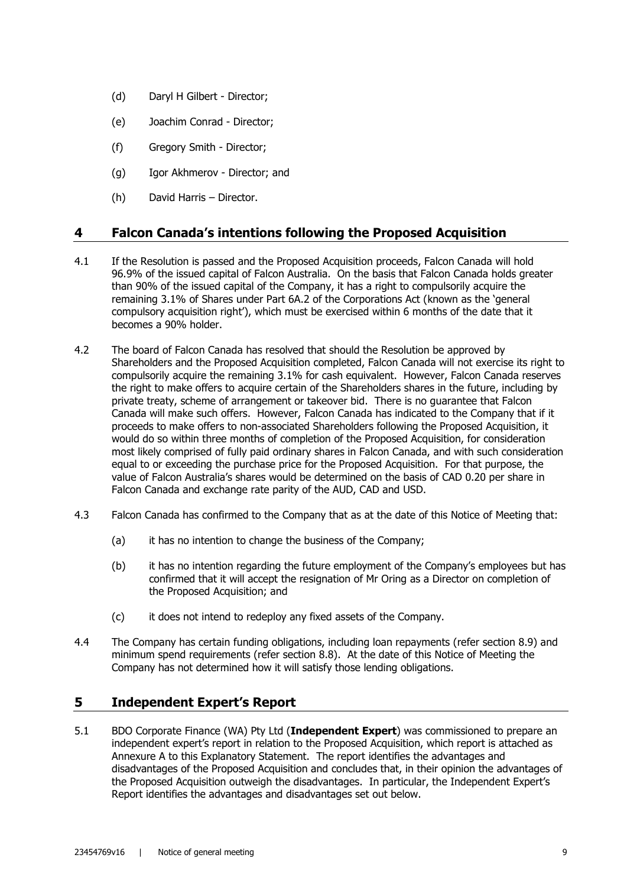(d) Daryl H Gilbert - Director;

(e) Joachim Conrad - Director;

(f) Gregory Smith - Director;

(g) Igor Akhmerov - Director; and

(h) David Harris – Director.

## 4 Falcon Canada's intentions following the Proposed Acquisition

4.1 If the Resolution is passed and the Proposed Acquisition proceeds, Falcon Canada will hold 96.9% of the issued capital of Falcon Australia. On the basis that Falcon Canada holds greater than 90% of the issued capital of the Company, it has a right to compulsorily acquire the remaining 3.1% of Shares under Part 6A.2 of the Corporations Act (known as the 'general compulsory acquisition right'), which must be exercised within 6 months of the date that it becomes a 90% holder.

4.2 The board of Falcon Canada has resolved that should the Resolution be approved by Shareholders and the Proposed Acquisition completed, Falcon Canada will not exercise its right to compulsorily acquire the remaining 3.1% for cash equivalent. However, Falcon Canada reserves the right to make offers to acquire certain of the Shareholders shares in the future, including by private treaty, scheme of arrangement or takeover bid. There is no guarantee that Falcon Canada will make such offers. However, Falcon Canada has indicated to the Company that if it proceeds to make offers to non-associated Shareholders following the Proposed Acquisition, it would do so within three months of completion of the Proposed Acquisition, for consideration most likely comprised of fully paid ordinary shares in Falcon Canada, and with such consideration equal to or exceeding the purchase price for the Proposed Acquisition. For that purpose, the value of Falcon Australia's shares would be determined on the basis of CAD 0.20 per share in Falcon Canada and exchange rate parity of the AUD, CAD and USD.

4.3 Falcon Canada has confirmed to the Company that as at the date of this Notice of Meeting that:

(a) it has no intention to change the business of the Company;

(b) it has no intention regarding the future employment of the Company's employees but has confirmed that it will accept the resignation of Mr Oring as a Director on completion of the Proposed Acquisition; and

(c) it does not intend to redeploy any fixed assets of the Company.

4.4 The Company has certain funding obligations, including loan repayments (refer section 8.9) and minimum spend requirements (refer section 8.8). At the date of this Notice of Meeting the Company has not determined how it will satisfy those lending obligations.

## 5 Independent Expert's Report

5.1 BDO Corporate Finance (WA) Pty Ltd (**Independent Expert**) was commissioned to prepare an independent expert's report in relation to the Proposed Acquisition, which report is attached as Annexure A to this Explanatory Statement. The report identifies the advantages and disadvantages of the Proposed Acquisition and concludes that, in their opinion the advantages of the Proposed Acquisition outweigh the disadvantages. In particular, the Independent Expert's Report identifies the advantages and disadvantages set out below.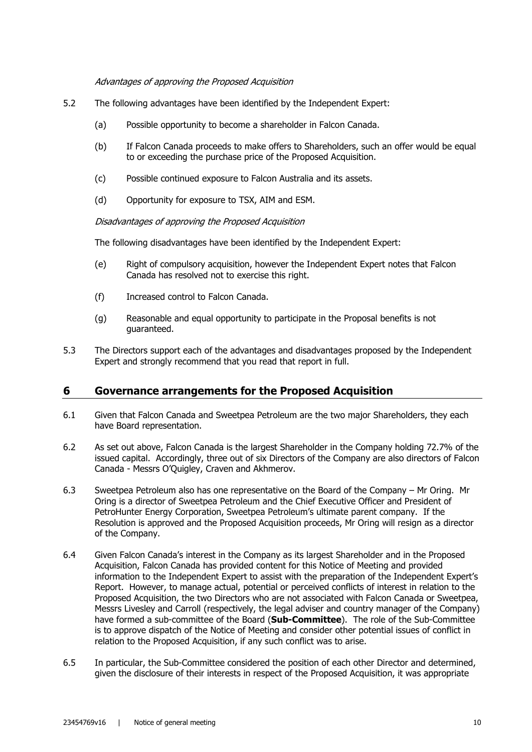*Advantages of approving the Proposed Acquisition*

5.2 The following advantages have been identified by the Independent Expert:

(a) Possible opportunity to become a shareholder in Falcon Canada.

(b) If Falcon Canada proceeds to make offers to Shareholders, such an offer would be equal to or exceeding the purchase price of the Proposed Acquisition.

(c) Possible continued exposure to Falcon Australia and its assets.

(d) Opportunity for exposure to TSX, AIM and ESM.

*Disadvantages of approving the Proposed Acquisition*

The following disadvantages have been identified by the Independent Expert:

(e) Right of compulsory acquisition, however the Independent Expert notes that Falcon Canada has resolved not to exercise this right.

(f) Increased control to Falcon Canada.

(g) Reasonable and equal opportunity to participate in the Proposal benefits is not guaranteed.

5.3 The Directors support each of the advantages and disadvantages proposed by the Independent Expert and strongly recommend that you read that report in full.

## 6 Governance arrangements for the Proposed Acquisition

6.1 Given that Falcon Canada and Sweetpea Petroleum are the two major Shareholders, they each have Board representation.

6.2 As set out above, Falcon Canada is the largest Shareholder in the Company holding 72.7% of the issued capital. Accordingly, three out of six Directors of the Company are also directors of Falcon Canada - Messrs O'Quigley, Craven and Akhmerov.

6.3 Sweetpea Petroleum also has one representative on the Board of the Company – Mr Oring. Mr Oring is a director of Sweetpea Petroleum and the Chief Executive Officer and President of PetroHunter Energy Corporation, Sweetpea Petroleum's ultimate parent company. If the Resolution is approved and the Proposed Acquisition proceeds, Mr Oring will resign as a director of the Company.

6.4 Given Falcon Canada's interest in the Company as its largest Shareholder and in the Proposed Acquisition, Falcon Canada has provided content for this Notice of Meeting and provided information to the Independent Expert to assist with the preparation of the Independent Expert's Report. However, to manage actual, potential or perceived conflicts of interest in relation to the Proposed Acquisition, the two Directors who are not associated with Falcon Canada or Sweetpea, Messrs Livesley and Carroll (respectively, the legal adviser and country manager of the Company) have formed a sub-committee of the Board (**Sub-Committee**). The role of the Sub-Committee is to approve dispatch of the Notice of Meeting and consider other potential issues of conflict in relation to the Proposed Acquisition, if any such conflict was to arise.

6.5 In particular, the Sub-Committee considered the position of each other Director and determined, given the disclosure of their interests in respect of the Proposed Acquisition, it was appropriate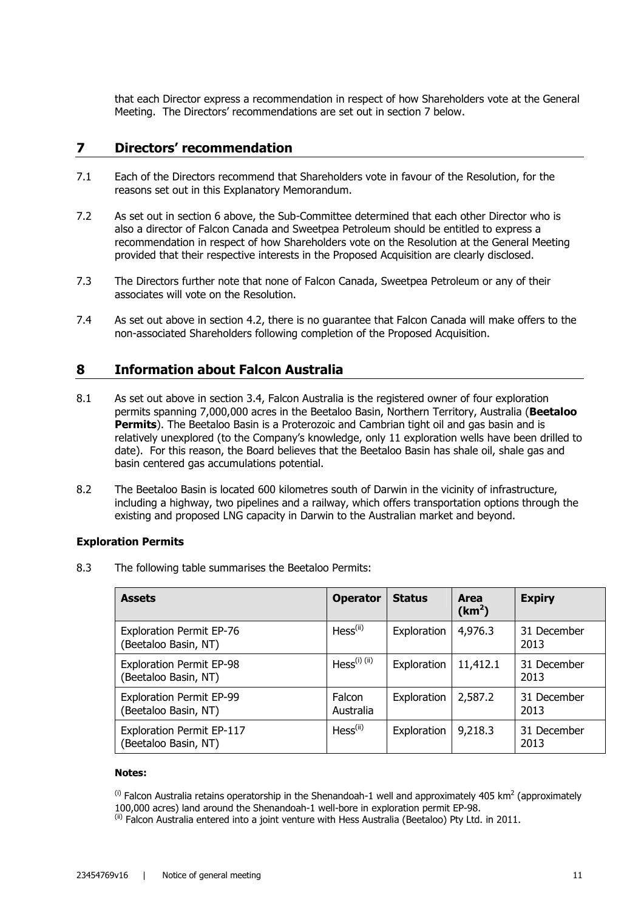that each Director express a recommendation in respect of how Shareholders vote at the General Meeting. The Directors' recommendations are set out in section 7 below.

## 7 Directors' recommendation

7.1 Each of the Directors recommend that Shareholders vote in favour of the Resolution, for the reasons set out in this Explanatory Memorandum.

7.2 As set out in section 6 above, the Sub-Committee determined that each other Director who is also a director of Falcon Canada and Sweetpea Petroleum should be entitled to express a recommendation in respect of how Shareholders vote on the Resolution at the General Meeting provided that their respective interests in the Proposed Acquisition are clearly disclosed.

7.3 The Directors further note that none of Falcon Canada, Sweetpea Petroleum or any of their associates will vote on the Resolution.

7.4 As set out above in section 4.2, there is no guarantee that Falcon Canada will make offers to the non-associated Shareholders following completion of the Proposed Acquisition.

## 8 Information about Falcon Australia

8.1 As set out above in section 3.4, Falcon Australia is the registered owner of four exploration permits spanning 7,000,000 acres in the Beetaloo Basin, Northern Territory, Australia (**Beetaloo Permits**). The Beetaloo Basin is a Proterozoic and Cambrian tight oil and gas basin and is relatively unexplored (to the Company's knowledge, only 11 exploration wells have been drilled to date). For this reason, the Board believes that the Beetaloo Basin has shale oil, shale gas and basin centered gas accumulations potential.

8.2 The Beetaloo Basin is located 600 kilometres south of Darwin in the vicinity of infrastructure, including a highway, two pipelines and a railway, which offers transportation options through the existing and proposed LNG capacity in Darwin to the Australian market and beyond.

**Exploration Permits**

8.3 The following table summarises the Beetaloo Permits:

| Assets | Operator | Status | Area ($km^2$) | Expiry |
|---|---|---|---|---|
| Exploration Permit EP-76 (Beetaloo Basin, NT) | Hess[(ii)] | Exploration | 4,976.3 | 31 December 2013 |
| Exploration Permit EP-98 (Beetaloo Basin, NT) | Hess[(i) (ii)] | Exploration | 11,412.1 | 31 December 2013 |
| Exploration Permit EP-99 (Beetaloo Basin, NT) | Falcon Australia | Exploration | 2,587.2 | 31 December 2013 |
| Exploration Permit EP-117 (Beetaloo Basin, NT) | Hess[(ii)] | Exploration | 9,218.3 | 31 December 2013 |

**Notes:**

[(i)] Falcon Australia retains operatorship in the Shenandoah-1 well and approximately 405 $km^2$ (approximately 100,000 acres) land around the Shenandoah-1 well-bore in exploration permit EP-98.
[(ii)] Falcon Australia entered into a joint venture with Hess Australia (Beetaloo) Pty Ltd. in 2011.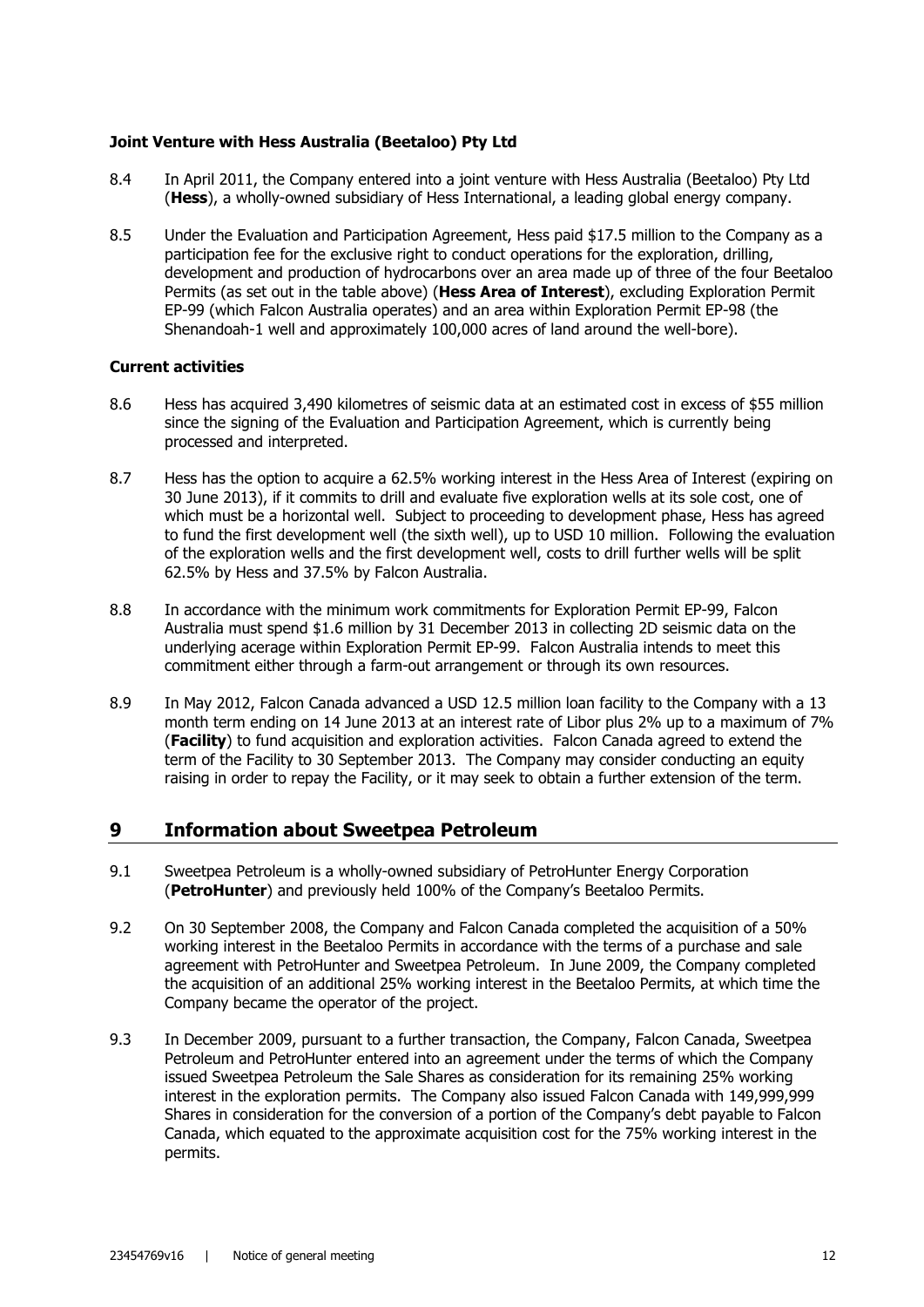**Joint Venture with Hess Australia (Beetaloo) Pty Ltd**

8.4 In April 2011, the Company entered into a joint venture with Hess Australia (Beetaloo) Pty Ltd (**Hess**), a wholly-owned subsidiary of Hess International, a leading global energy company.

8.5 Under the Evaluation and Participation Agreement, Hess paid \$17.5 million to the Company as a participation fee for the exclusive right to conduct operations for the exploration, drilling, development and production of hydrocarbons over an area made up of three of the four Beetaloo Permits (as set out in the table above) (**Hess Area of Interest**), excluding Exploration Permit EP-99 (which Falcon Australia operates) and an area within Exploration Permit EP-98 (the Shenandoah-1 well and approximately 100,000 acres of land around the well-bore).

**Current activities**

8.6 Hess has acquired 3,490 kilometres of seismic data at an estimated cost in excess of \$55 million since the signing of the Evaluation and Participation Agreement, which is currently being processed and interpreted.

8.7 Hess has the option to acquire a 62.5% working interest in the Hess Area of Interest (expiring on 30 June 2013), if it commits to drill and evaluate five exploration wells at its sole cost, one of which must be a horizontal well. Subject to proceeding to development phase, Hess has agreed to fund the first development well (the sixth well), up to USD 10 million. Following the evaluation of the exploration wells and the first development well, costs to drill further wells will be split 62.5% by Hess and 37.5% by Falcon Australia.

8.8 In accordance with the minimum work commitments for Exploration Permit EP-99, Falcon Australia must spend \$1.6 million by 31 December 2013 in collecting 2D seismic data on the underlying acerage within Exploration Permit EP-99. Falcon Australia intends to meet this commitment either through a farm-out arrangement or through its own resources.

8.9 In May 2012, Falcon Canada advanced a USD 12.5 million loan facility to the Company with a 13 month term ending on 14 June 2013 at an interest rate of Libor plus 2% up to a maximum of 7% (**Facility**) to fund acquisition and exploration activities. Falcon Canada agreed to extend the term of the Facility to 30 September 2013. The Company may consider conducting an equity raising in order to repay the Facility, or it may seek to obtain a further extension of the term.

## 9 Information about Sweetpea Petroleum

9.1 Sweetpea Petroleum is a wholly-owned subsidiary of PetroHunter Energy Corporation (**PetroHunter**) and previously held 100% of the Company's Beetaloo Permits.

9.2 On 30 September 2008, the Company and Falcon Canada completed the acquisition of a 50% working interest in the Beetaloo Permits in accordance with the terms of a purchase and sale agreement with PetroHunter and Sweetpea Petroleum. In June 2009, the Company completed the acquisition of an additional 25% working interest in the Beetaloo Permits, at which time the Company became the operator of the project.

9.3 In December 2009, pursuant to a further transaction, the Company, Falcon Canada, Sweetpea Petroleum and PetroHunter entered into an agreement under the terms of which the Company issued Sweetpea Petroleum the Sale Shares as consideration for its remaining 25% working interest in the exploration permits. The Company also issued Falcon Canada with 149,999,999 Shares in consideration for the conversion of a portion of the Company's debt payable to Falcon Canada, which equated to the approximate acquisition cost for the 75% working interest in the permits.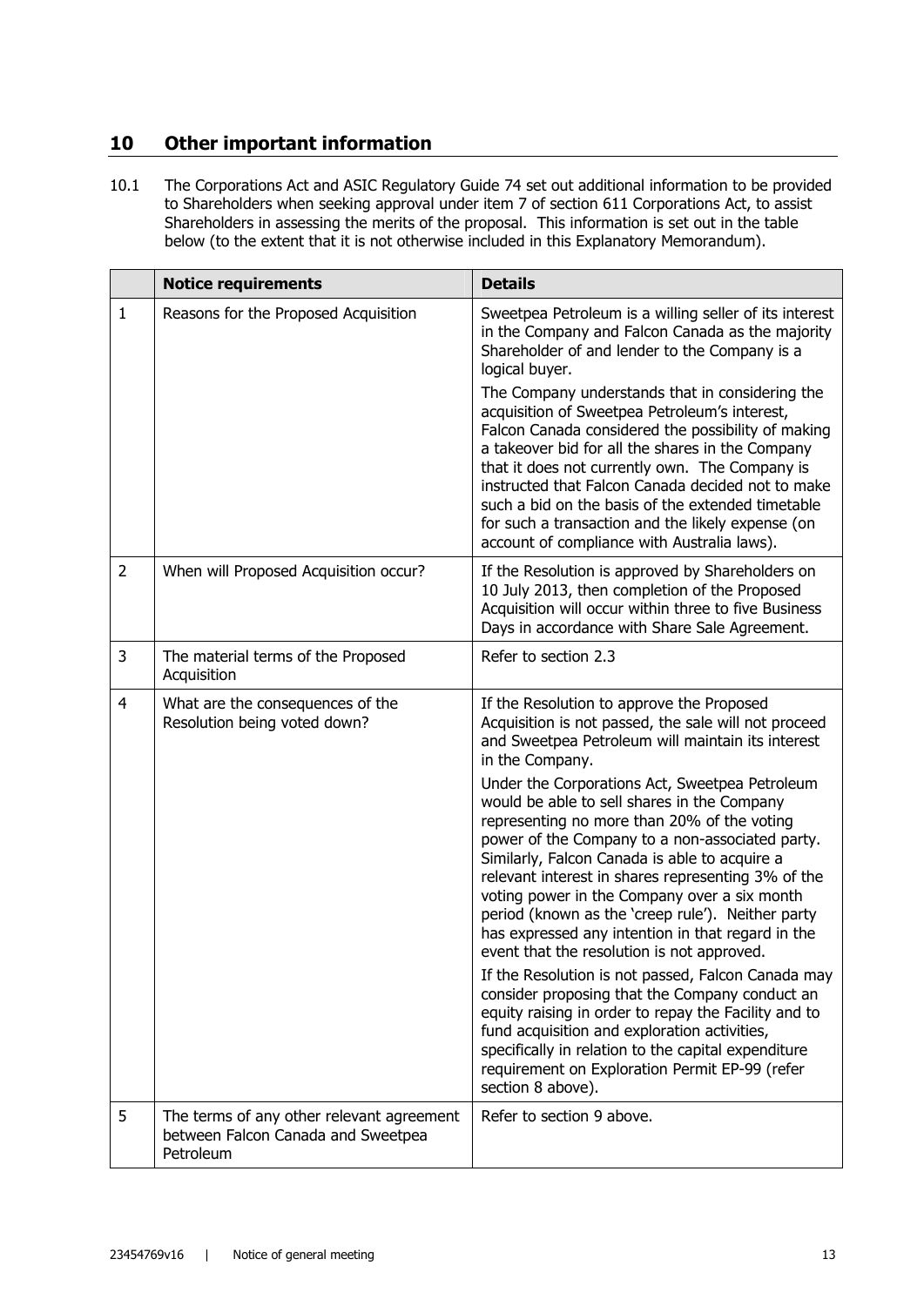## 10 Other important information

10.1 The Corporations Act and ASIC Regulatory Guide 74 set out additional information to be provided to Shareholders when seeking approval under item 7 of section 611 Corporations Act, to assist Shareholders in assessing the merits of the proposal. This information is set out in the table below (to the extent that it is not otherwise included in this Explanatory Memorandum).

| | **Notice requirements** | **Details** |
|---|---|---|
| 1 | Reasons for the Proposed Acquisition | Sweetpea Petroleum is a willing seller of its interest in the Company and Falcon Canada as the majority Shareholder of and lender to the Company is a logical buyer.<br><br>The Company understands that in considering the acquisition of Sweetpea Petroleum's interest, Falcon Canada considered the possibility of making a takeover bid for all the shares in the Company that it does not currently own. The Company is instructed that Falcon Canada decided not to make such a bid on the basis of the extended timetable for such a transaction and the likely expense (on account of compliance with Australia laws). |
| 2 | When will Proposed Acquisition occur? | If the Resolution is approved by Shareholders on 10 July 2013, then completion of the Proposed Acquisition will occur within three to five Business Days in accordance with Share Sale Agreement. |
| 3 | The material terms of the Proposed Acquisition | Refer to section 2.3 |
| 4 | What are the consequences of the Resolution being voted down? | If the Resolution to approve the Proposed Acquisition is not passed, the sale will not proceed and Sweetpea Petroleum will maintain its interest in the Company.<br><br>Under the Corporations Act, Sweetpea Petroleum would be able to sell shares in the Company representing no more than 20% of the voting power of the Company to a non-associated party. Similarly, Falcon Canada is able to acquire a relevant interest in shares representing 3% of the voting power in the Company over a six month period (known as the 'creep rule'). Neither party has expressed any intention in that regard in the event that the resolution is not approved.<br><br>If the Resolution is not passed, Falcon Canada may consider proposing that the Company conduct an equity raising in order to repay the Facility and to fund acquisition and exploration activities, specifically in relation to the capital expenditure requirement on Exploration Permit EP-99 (refer section 8 above). |
| 5 | The terms of any other relevant agreement between Falcon Canada and Sweetpea Petroleum | Refer to section 9 above. |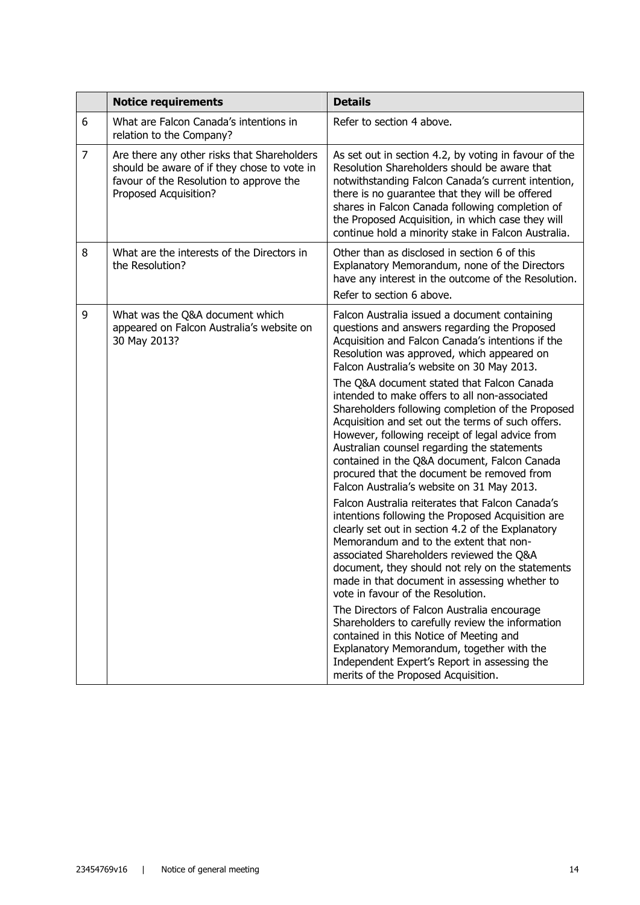| | Notice requirements | Details |
|---|---|---|
| 6 | What are Falcon Canada's intentions in relation to the Company? | Refer to section 4 above. |
| 7 | Are there any other risks that Shareholders should be aware of if they chose to vote in favour of the Resolution to approve the Proposed Acquisition? | As set out in section 4.2, by voting in favour of the Resolution Shareholders should be aware that notwithstanding Falcon Canada's current intention, there is no guarantee that they will be offered shares in Falcon Canada following completion of the Proposed Acquisition, in which case they will continue hold a minority stake in Falcon Australia. |
| 8 | What are the interests of the Directors in the Resolution? | Other than as disclosed in section 6 of this Explanatory Memorandum, none of the Directors have any interest in the outcome of the Resolution.<br><br>Refer to section 6 above. |
| 9 | What was the Q&A document which appeared on Falcon Australia's website on 30 May 2013? | Falcon Australia issued a document containing questions and answers regarding the Proposed Acquisition and Falcon Canada's intentions if the Resolution was approved, which appeared on Falcon Australia's website on 30 May 2013.<br><br>The Q&A document stated that Falcon Canada intended to make offers to all non-associated Shareholders following completion of the Proposed Acquisition and set out the terms of such offers. However, following receipt of legal advice from Australian counsel regarding the statements contained in the Q&A document, Falcon Canada procured that the document be removed from Falcon Australia's website on 31 May 2013.<br><br>Falcon Australia reiterates that Falcon Canada's intentions following the Proposed Acquisition are clearly set out in section 4.2 of the Explanatory Memorandum and to the extent that non-associated Shareholders reviewed the Q&A document, they should not rely on the statements made in that document in assessing whether to vote in favour of the Resolution.<br><br>The Directors of Falcon Australia encourage Shareholders to carefully review the information contained in this Notice of Meeting and Explanatory Memorandum, together with the Independent Expert's Report in assessing the merits of the Proposed Acquisition. |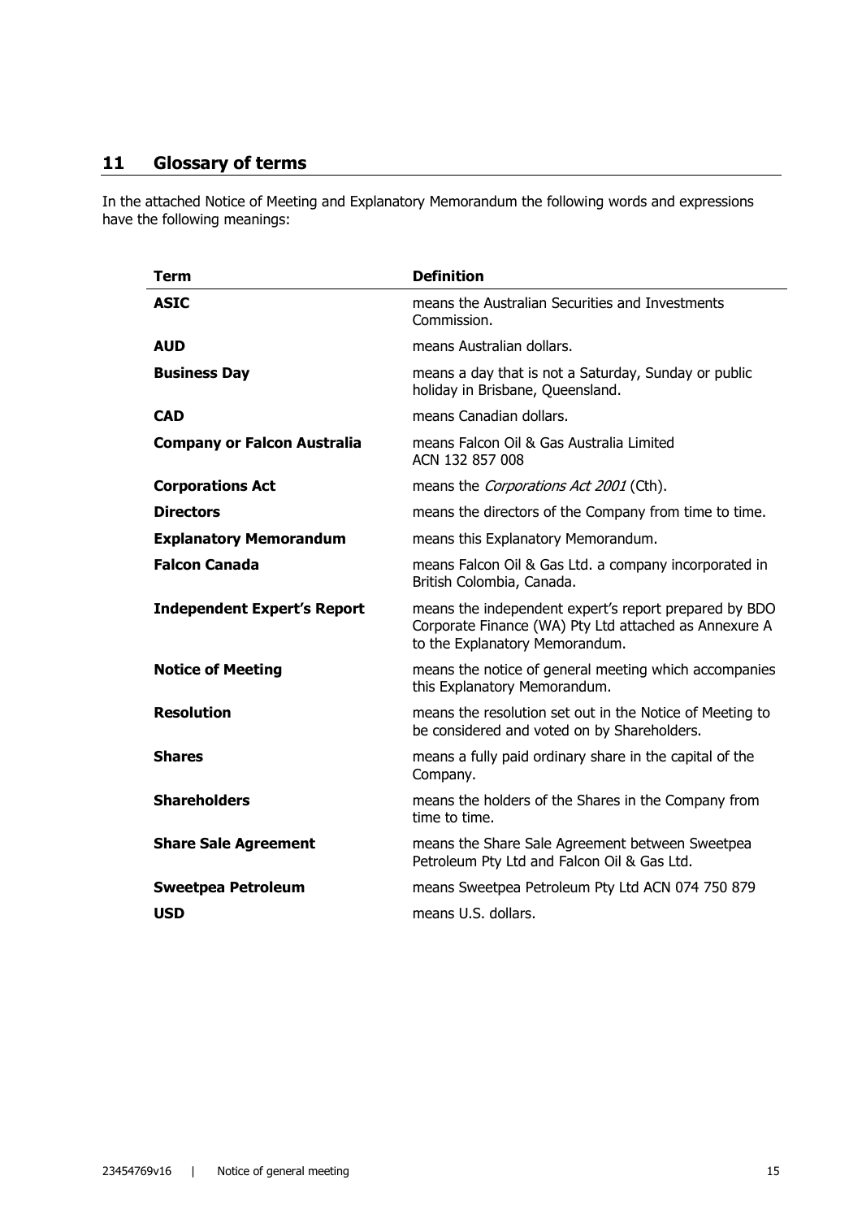## 11 Glossary of terms

In the attached Notice of Meeting and Explanatory Memorandum the following words and expressions have the following meanings:

| Term | Definition |
|---|---|
| **ASIC** | means the Australian Securities and Investments Commission. |
| **AUD** | means Australian dollars. |
| **Business Day** | means a day that is not a Saturday, Sunday or public holiday in Brisbane, Queensland. |
| **CAD** | means Canadian dollars. |
| **Company or Falcon Australia** | means Falcon Oil & Gas Australia Limited ACN 132 857 008 |
| **Corporations Act** | means the *Corporations Act 2001* (Cth). |
| **Directors** | means the directors of the Company from time to time. |
| **Explanatory Memorandum** | means this Explanatory Memorandum. |
| **Falcon Canada** | means Falcon Oil & Gas Ltd. a company incorporated in British Colombia, Canada. |
| **Independent Expert's Report** | means the independent expert's report prepared by BDO Corporate Finance (WA) Pty Ltd attached as Annexure A to the Explanatory Memorandum. |
| **Notice of Meeting** | means the notice of general meeting which accompanies this Explanatory Memorandum. |
| **Resolution** | means the resolution set out in the Notice of Meeting to be considered and voted on by Shareholders. |
| **Shares** | means a fully paid ordinary share in the capital of the Company. |
| **Shareholders** | means the holders of the Shares in the Company from time to time. |
| **Share Sale Agreement** | means the Share Sale Agreement between Sweetpea Petroleum Pty Ltd and Falcon Oil & Gas Ltd. |
| **Sweetpea Petroleum** | means Sweetpea Petroleum Pty Ltd ACN 074 750 879 |
| **USD** | means U.S. dollars. |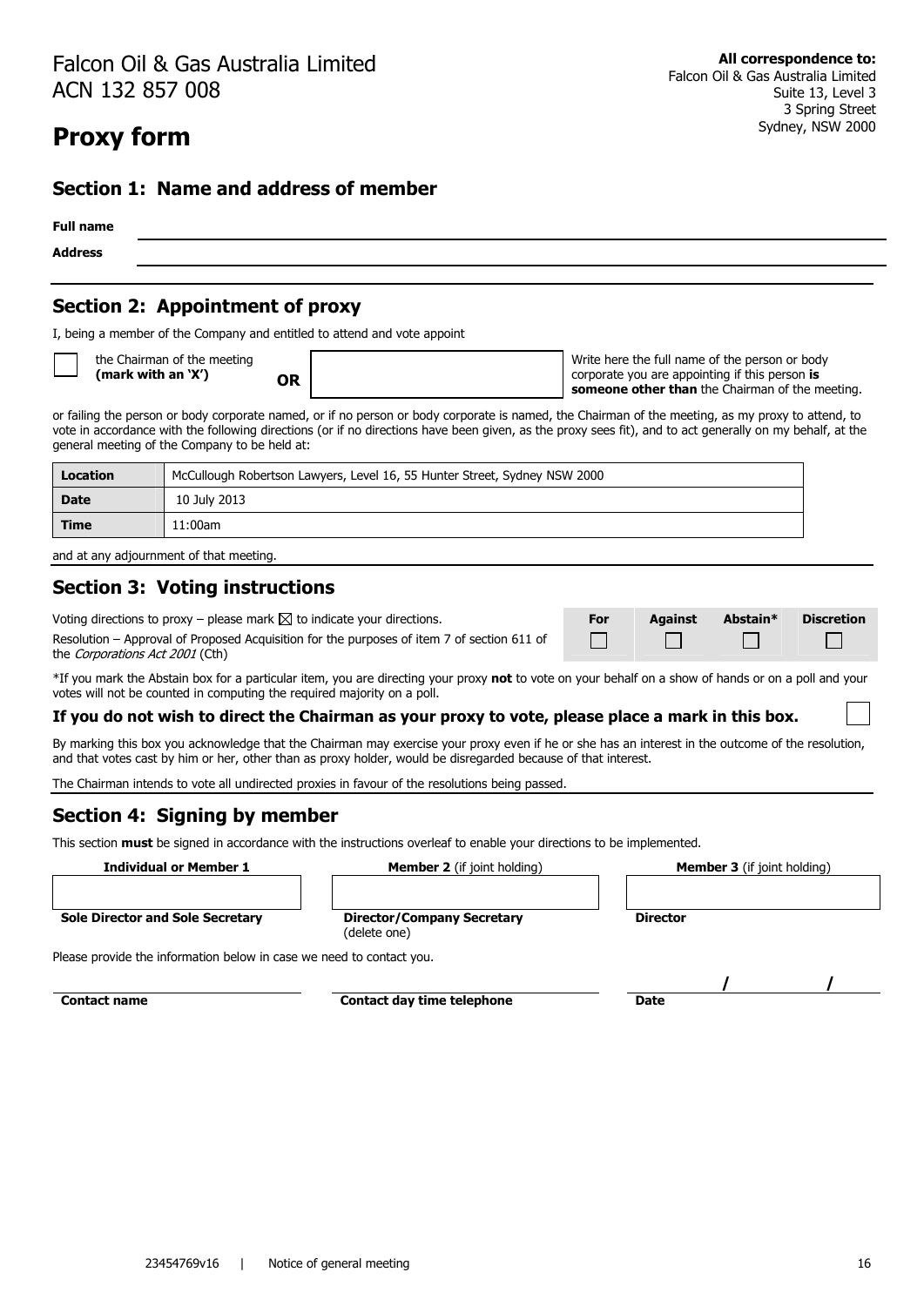Falcon Oil & Gas Australia Limited
ACN 132 857 008

**All correspondence to:**
Falcon Oil & Gas Australia Limited
Suite 13, Level 3
3 Spring Street
Sydney, NSW 2000

# Proxy form

## Section 1: Name and address of member

**Full name** ______________________________

**Address** ______________________________

## Section 2: Appointment of proxy

I, being a member of the Company and entitled to attend and vote appoint

☐ the Chairman of the meeting **(mark with an 'X')** **OR** ______________ Write here the full name of the person or body corporate you are appointing if this person **is someone other than** the Chairman of the meeting.

or failing the person or body corporate named, or if no person or body corporate is named, the Chairman of the meeting, as my proxy to attend, to vote in accordance with the following directions (or if no directions have been given, as the proxy sees fit), and to act generally on my behalf, at the general meeting of the Company to be held at:

| **Location** | McCullough Robertson Lawyers, Level 16, 55 Hunter Street, Sydney NSW 2000 |
|---|---|
| **Date** | 10 July 2013 |
| **Time** | 11:00am |

and at any adjournment of that meeting.

## Section 3: Voting instructions

Voting directions to proxy – please mark ☒ to indicate your directions.

| | For | Against | Abstain* | Discretion |
|---|---|---|---|---|
| Resolution – Approval of Proposed Acquisition for the purposes of item 7 of section 611 of the *Corporations Act 2001* (Cth) | ☐ | ☐ | ☐ | ☐ |

*If you mark the Abstain box for a particular item, you are directing your proxy **not** to vote on your behalf on a show of hands or on a poll and your votes will not be counted in computing the required majority on a poll.

**If you do not wish to direct the Chairman as your proxy to vote, please place a mark in this box.** ☐

By marking this box you acknowledge that the Chairman may exercise your proxy even if he or she has an interest in the outcome of the resolution, and that votes cast by him or her, other than as proxy holder, would be disregarded because of that interest.

The Chairman intends to vote all undirected proxies in favour of the resolutions being passed.

## Section 4: Signing by member

This section **must** be signed in accordance with the instructions overleaf to enable your directions to be implemented.

| **Individual or Member 1** | **Member 2** (if joint holding) | **Member 3** (if joint holding) |
|---|---|---|
| | | |
| **Sole Director and Sole Secretary** | **Director/Company Secretary** (delete one) | **Director** |

Please provide the information below in case we need to contact you.

| | | / / |
|---|---|---|
| **Contact name** | **Contact day time telephone** | **Date** |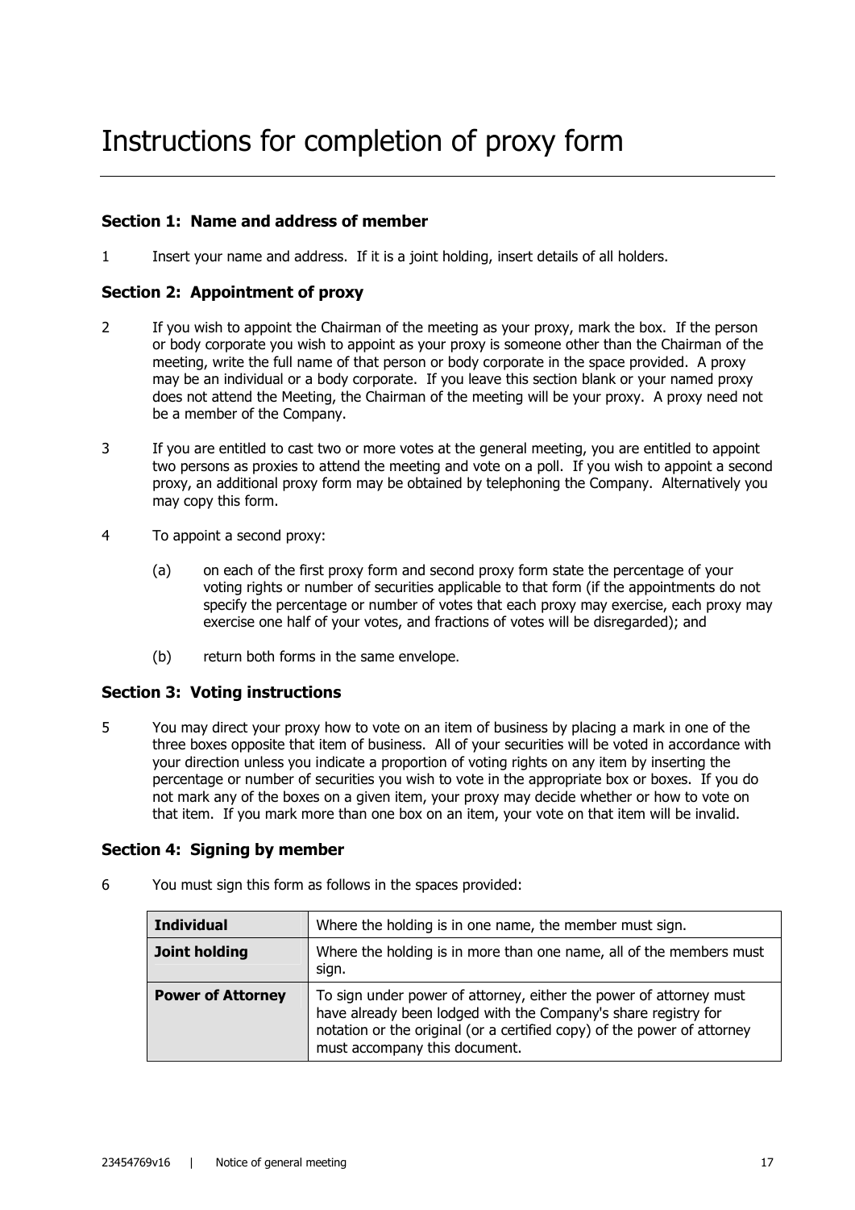# Instructions for completion of proxy form

### Section 1: Name and address of member

1 Insert your name and address. If it is a joint holding, insert details of all holders.

### Section 2: Appointment of proxy

2 If you wish to appoint the Chairman of the meeting as your proxy, mark the box. If the person or body corporate you wish to appoint as your proxy is someone other than the Chairman of the meeting, write the full name of that person or body corporate in the space provided. A proxy may be an individual or a body corporate. If you leave this section blank or your named proxy does not attend the Meeting, the Chairman of the meeting will be your proxy. A proxy need not be a member of the Company.

3 If you are entitled to cast two or more votes at the general meeting, you are entitled to appoint two persons as proxies to attend the meeting and vote on a poll. If you wish to appoint a second proxy, an additional proxy form may be obtained by telephoning the Company. Alternatively you may copy this form.

4 To appoint a second proxy:

(a) on each of the first proxy form and second proxy form state the percentage of your voting rights or number of securities applicable to that form (if the appointments do not specify the percentage or number of votes that each proxy may exercise, each proxy may exercise one half of your votes, and fractions of votes will be disregarded); and

(b) return both forms in the same envelope.

### Section 3: Voting instructions

5 You may direct your proxy how to vote on an item of business by placing a mark in one of the three boxes opposite that item of business. All of your securities will be voted in accordance with your direction unless you indicate a proportion of voting rights on any item by inserting the percentage or number of securities you wish to vote in the appropriate box or boxes. If you do not mark any of the boxes on a given item, your proxy may decide whether or how to vote on that item. If you mark more than one box on an item, your vote on that item will be invalid.

### Section 4: Signing by member

6 You must sign this form as follows in the spaces provided:

| | |
|---|---|
| **Individual** | Where the holding is in one name, the member must sign. |
| **Joint holding** | Where the holding is in more than one name, all of the members must sign. |
| **Power of Attorney** | To sign under power of attorney, either the power of attorney must have already been lodged with the Company's share registry for notation or the original (or a certified copy) of the power of attorney must accompany this document. |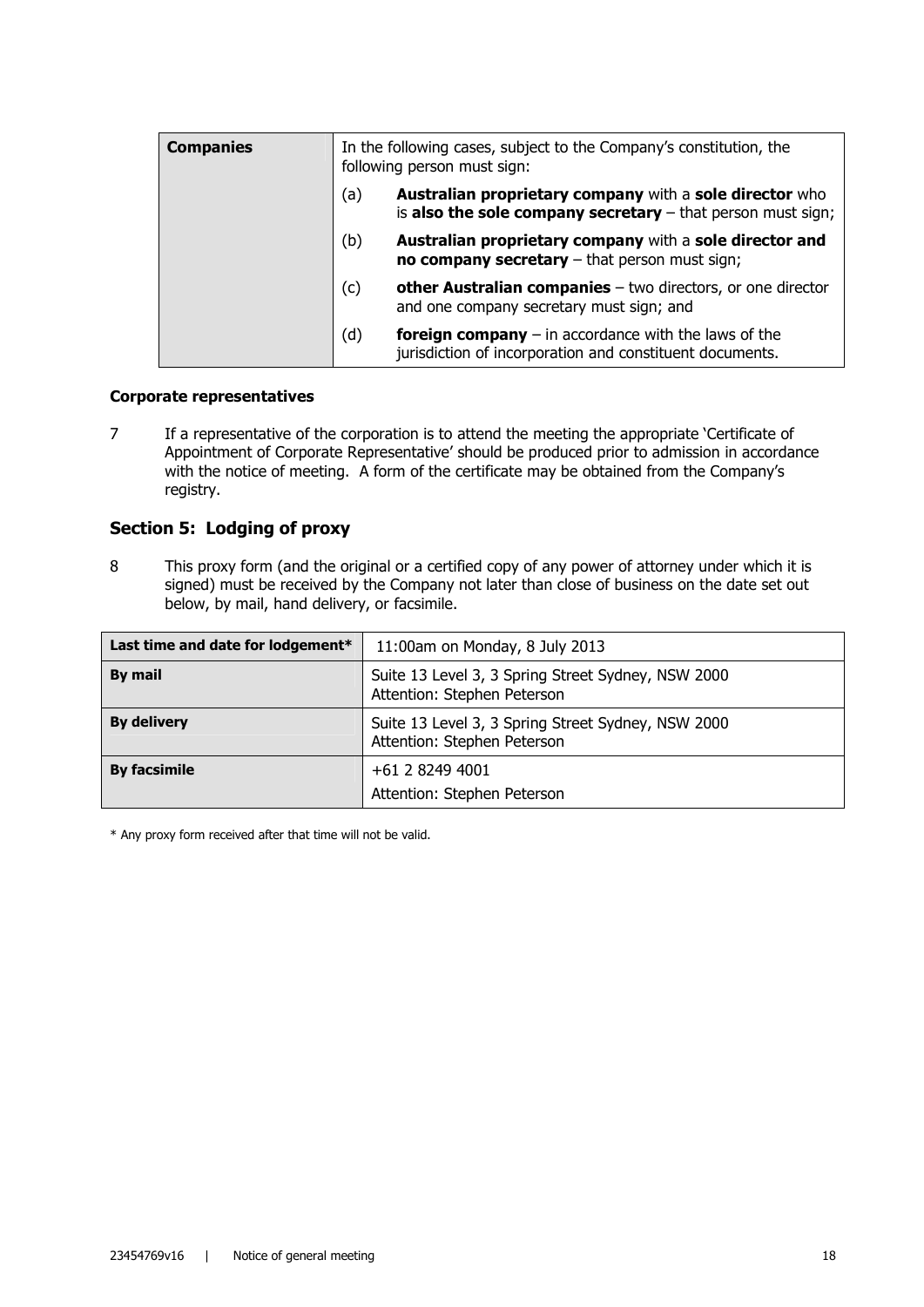| Companies | In the following cases, subject to the Company's constitution, the following person must sign: |
|---|---|
| | (a) **Australian proprietary company** with a **sole director** who is **also the sole company secretary** – that person must sign; |
| | (b) **Australian proprietary company** with a **sole director and no company secretary** – that person must sign; |
| | (c) **other Australian companies** – two directors, or one director and one company secretary must sign; and |
| | (d) **foreign company** – in accordance with the laws of the jurisdiction of incorporation and constituent documents. |

**Corporate representatives**

7 If a representative of the corporation is to attend the meeting the appropriate 'Certificate of Appointment of Corporate Representative' should be produced prior to admission in accordance with the notice of meeting. A form of the certificate may be obtained from the Company's registry.

## Section 5: Lodging of proxy

8 This proxy form (and the original or a certified copy of any power of attorney under which it is signed) must be received by the Company not later than close of business on the date set out below, by mail, hand delivery, or facsimile.

| Last time and date for lodgement* | 11:00am on Monday, 8 July 2013 |
|---|---|
| **By mail** | Suite 13 Level 3, 3 Spring Street Sydney, NSW 2000<br>Attention: Stephen Peterson |
| **By delivery** | Suite 13 Level 3, 3 Spring Street Sydney, NSW 2000<br>Attention: Stephen Peterson |
| **By facsimile** | +61 2 8249 4001<br>Attention: Stephen Peterson |

* Any proxy form received after that time will not be valid.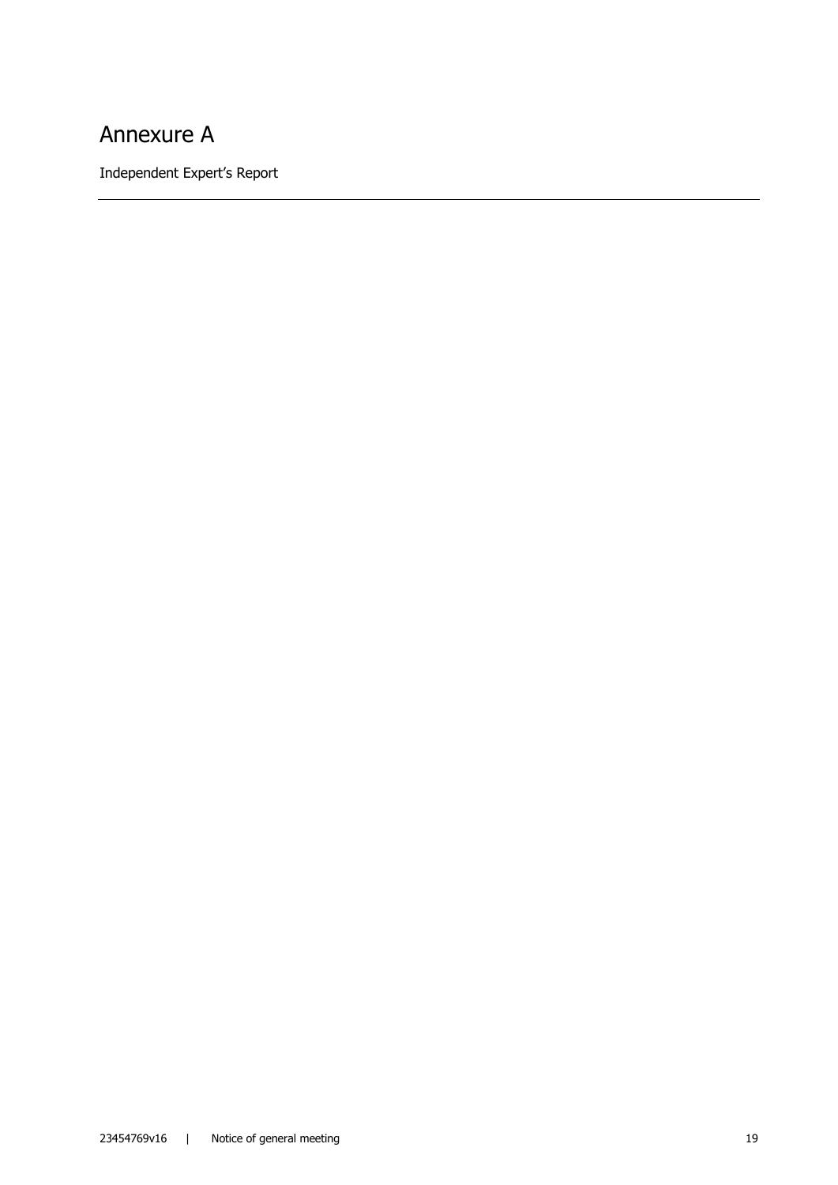# Annexure A

Independent Expert's Report

---